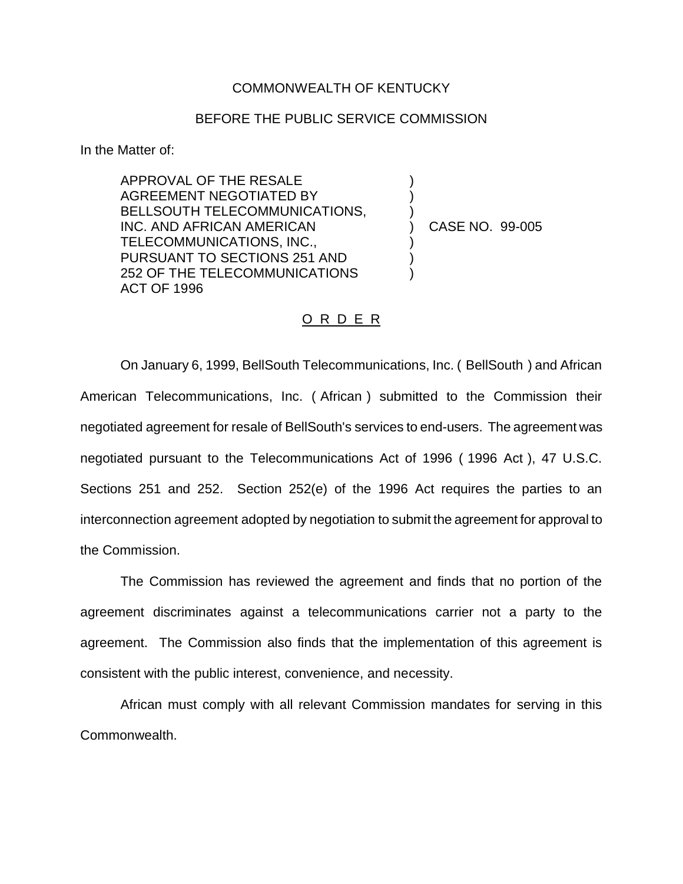COMMONWEALTH OF KENTUCKY

BEFORE THE PUBLIC SERVICE COMMISSION

In the Matter of:

APPROVAL OF THE RESALE AGREEMENT NEGOTIATED BY BELLSOUTH TELECOMMUNICATIONS, INC. AND AFRICAN AMERICAN TELECOMMUNICATIONS, INC., PURSUANT TO SECTIONS 251 AND 252 OF THE TELECOMMUNICATIONS ACT OF 1996 ) CASE NO. 99-005

O R D E R

On January 6, 1999, BellSouth Telecommunications, Inc. ( BellSouth ) and African American Telecommunications, Inc. ( African ) submitted to the Commission their negotiated agreement for resale of BellSouth's services to end-users. The agreement was negotiated pursuant to the Telecommunications Act of 1996 ( 1996 Act ), 47 U.S.C. Sections 251 and 252. Section 252(e) of the 1996 Act requires the parties to an interconnection agreement adopted by negotiation to submit the agreement for approval to the Commission.

The Commission has reviewed the agreement and finds that no portion of the agreement discriminates against a telecommunications carrier not a party to the agreement. The Commission also finds that the implementation of this agreement is consistent with the public interest, convenience, and necessity.

African must comply with all relevant Commission mandates for serving in this Commonwealth.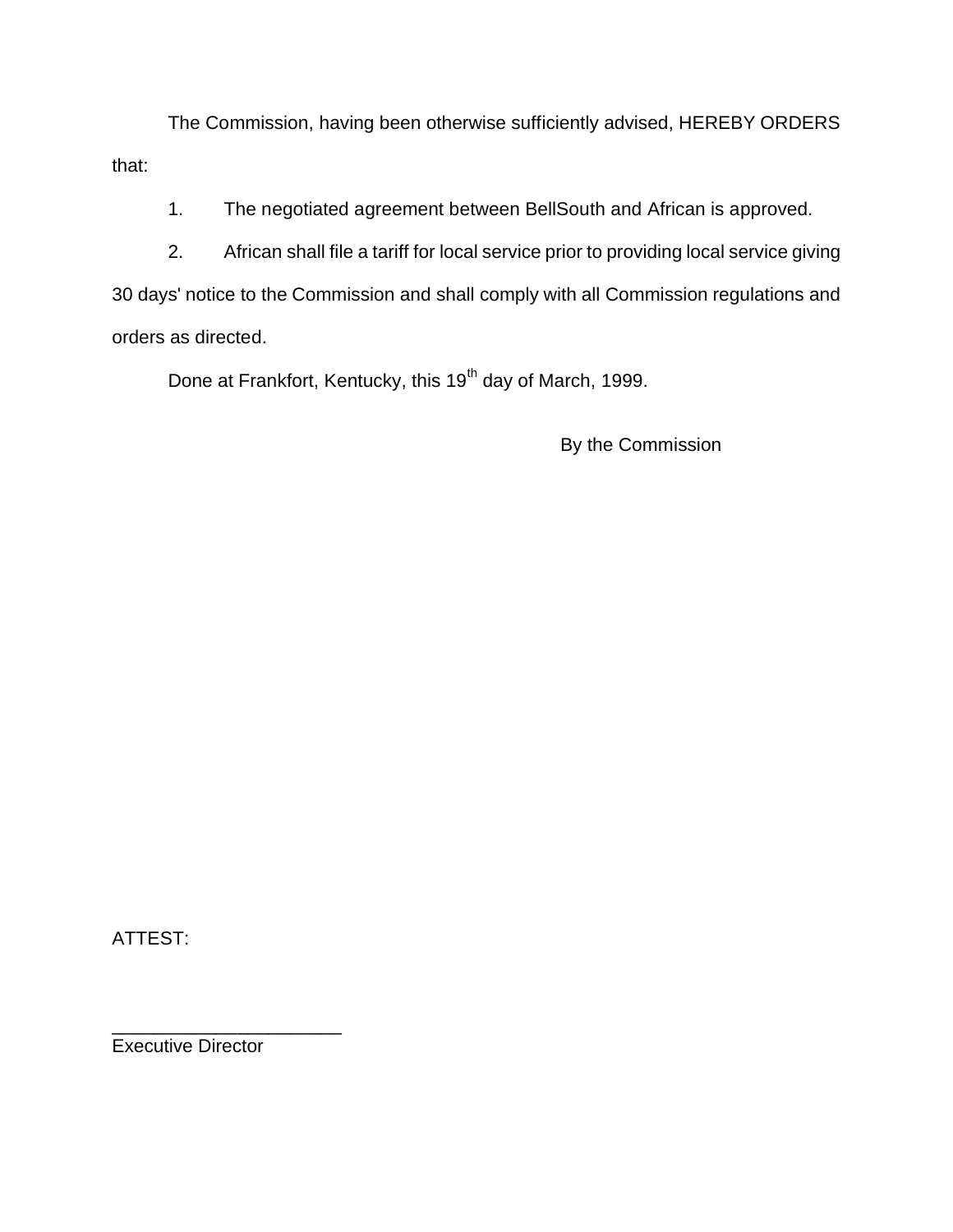The Commission, having been otherwise sufficiently advised, HEREBY ORDERS that:

1. The negotiated agreement between BellSouth and African is approved.

2. African shall file a tariff for local service prior to providing local service giving 30 days' notice to the Commission and shall comply with all Commission regulations and orders as directed.

Done at Frankfort, Kentucky, this 19th day of March, 1999.

By the Commission

ATTEST:

_______________________
Executive Director